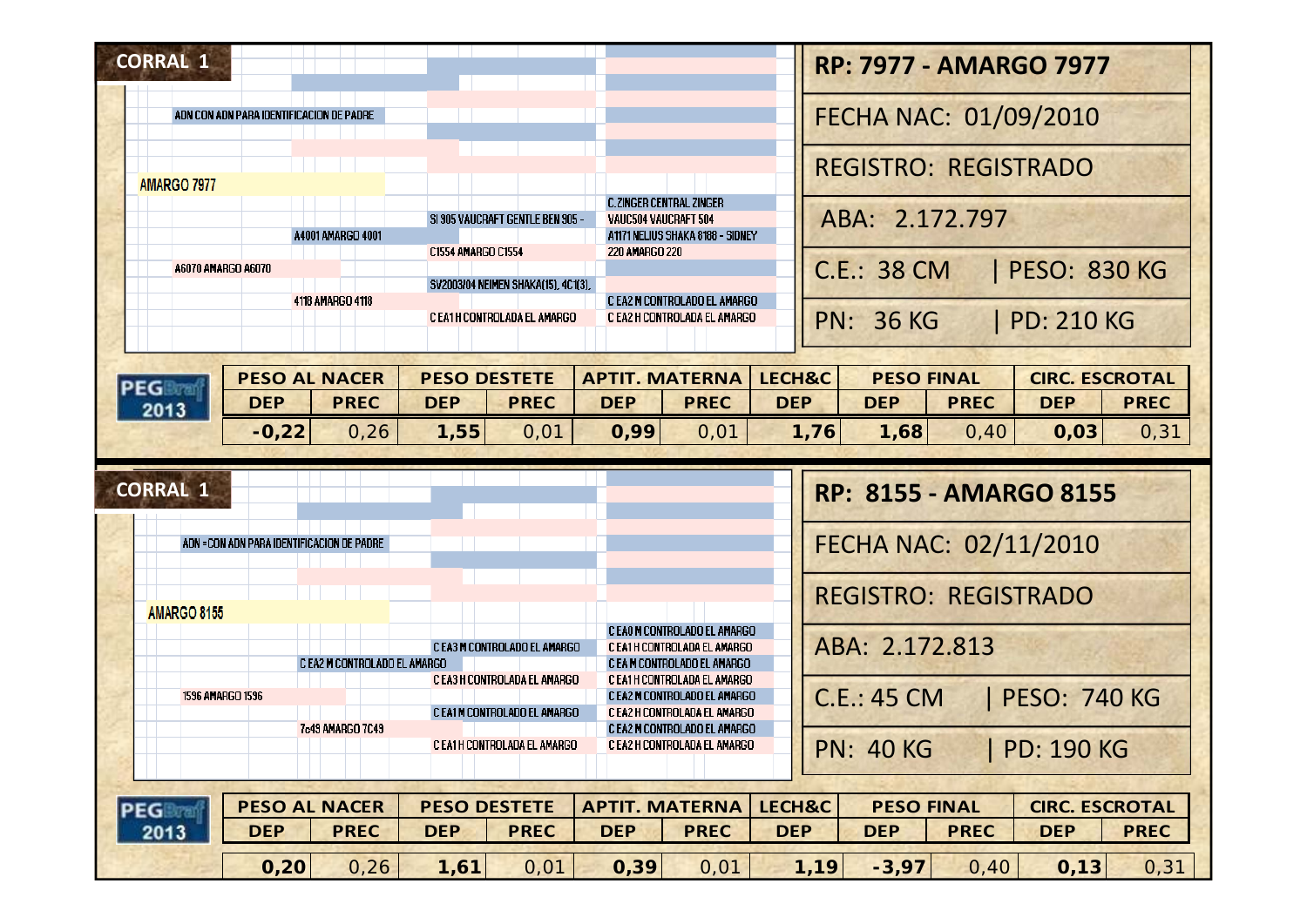## CORRAL 1

ADN CON ADN PARA IDENTIFICACION DE PADRE

AMARGO 7977

- A4001 AMARGO 4001
  - SI 905 VAUCRAFT GENTLE BEN 905 -
    - C. ZINGER CENTRAL ZINGER
    - VAUC504 VAUCRAFT 504
  - C1554 AMARGO C1554
    - A1171 NELIUS SHAKA 8188 - SIDNEY
    - 220 AMARGO 220
- A6070 AMARGO A6070
  - 4118 AMARGO 4118
    - SV2003/04 NEIMEN SHAKA(15), 4C1(3),
      - C EA2 M CONTROLADO EL AMARGO
    - C EA1 H CONTROLADA EL AMARGO
      - C EA2 H CONTROLADA EL AMARGO

**RP: 7977 - AMARGO 7977**

FECHA NAC: 01/09/2010

REGISTRO: REGISTRADO

ABA: 2.172.797

C.E.: 38 CM | PESO: 830 KG

PN: 36 KG | PD: 210 KG

PEGBraf 2013

| PESO AL NACER | | PESO DESTETE | | APTIT. MATERNA | | LECH&C | PESO FINAL | | CIRC. ESCROTAL | |
|---|---|---|---|---|---|---|---|---|---|---|
| DEP | PREC | DEP | PREC | DEP | PREC | DEP | DEP | PREC | DEP | PREC |
| **-0,22** | 0,26 | **1,55** | 0,01 | **0,99** | 0,01 | **1,76** | **1,68** | 0,40 | **0,03** | 0,31 |

## CORRAL 1

ADN =CON ADN PARA IDENTIFICACION DE PADRE

AMARGO 8155

- C EA2 M CONTROLADO EL AMARGO
  - C EA3 M CONTROLADO EL AMARGO
    - C EA0 M CONTROLADO EL AMARGO
    - C EA1 H CONTROLADA EL AMARGO
  - C EA3 H CONTROLADA EL AMARGO
    - C EA M CONTROLADO EL AMARGO
    - C EA1 H CONTROLADA EL AMARGO
- 1596 AMARGO 1596
  - 7c49 AMARGO 7C49
    - C EA1 M CONTROLADO EL AMARGO
      - C EA2 M CONTROLADO EL AMARGO
      - C EA2 H CONTROLADA EL AMARGO
    - C EA1 H CONTROLADA EL AMARGO
      - C EA2 M CONTROLADO EL AMARGO
      - C EA2 H CONTROLADA EL AMARGO

**RP: 8155 - AMARGO 8155**

FECHA NAC: 02/11/2010

REGISTRO: REGISTRADO

ABA: 2.172.813

C.E.: 45 CM | PESO: 740 KG

PN: 40 KG | PD: 190 KG

PEGBraf 2013

| PESO AL NACER | | PESO DESTETE | | APTIT. MATERNA | | LECH&C | PESO FINAL | | CIRC. ESCROTAL | |
|---|---|---|---|---|---|---|---|---|---|---|
| DEP | PREC | DEP | PREC | DEP | PREC | DEP | DEP | PREC | DEP | PREC |
| **0,20** | 0,26 | **1,61** | 0,01 | **0,39** | 0,01 | **1,19** | **-3,97** | 0,40 | **0,13** | 0,31 |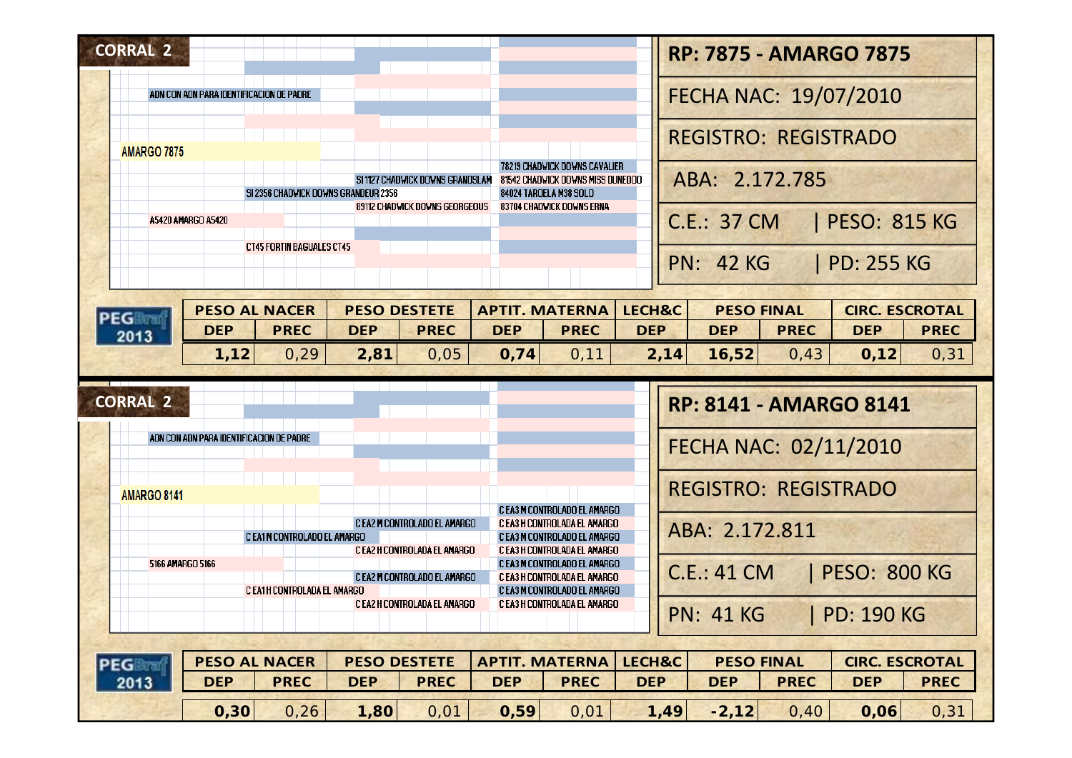## CORRAL 2

ADN CON ADN PARA IDENTIFICACION DE PADRE

**AMARGO 7875**

- SI 2356 CHADWICK DOWNS GRANDEUR 2356
  - SI 1127 CHADWICK DOWNS GRANDSLAM
    - 78219 CHADWICK DOWNS CAVALIER
    - 81542 CHADWICK DOWNS MISS DUNEDOO
  - 89112 CHADWICK DOWNS GEORGEOUS
    - 84024 TARDELA M38 SOLO
    - 83704 CHADWICK DOWNS ERNA
- A5420 AMARGO A5420
  - CT45 FORTIN BAGUALES CT45

**RP: 7875 - AMARGO 7875**

FECHA NAC: 19/07/2010

REGISTRO: REGISTRADO

ABA: 2.172.785

C.E.: 37 CM | PESO: 815 KG

PN: 42 KG | PD: 255 KG

PEGBraf 2013

| PESO AL NACER | | PESO DESTETE | | APTIT. MATERNA | | LECH&C | PESO FINAL | | CIRC. ESCROTAL | |
|---|---|---|---|---|---|---|---|---|---|---|
| DEP | PREC | DEP | PREC | DEP | PREC | DEP | DEP | PREC | DEP | PREC |
| **1,12** | 0,29 | **2,81** | 0,05 | **0,74** | 0,11 | **2,14** | **16,52** | 0,43 | **0,12** | 0,31 |

## CORRAL 2

ADN CON ADN PARA IDENTIFICACION DE PADRE

**AMARGO 8141**

- C EA1 M CONTROLADO EL AMARGO
  - C EA2 M CONTROLADO EL AMARGO
    - C EA3 M CONTROLADO EL AMARGO
    - C EA3 H CONTROLADA EL AMARGO
  - C EA2 H CONTROLADA EL AMARGO
    - C EA3 M CONTROLADO EL AMARGO
    - C EA3 H CONTROLADA EL AMARGO
- 5166 AMARGO 5166
  - C EA1 H CONTROLADA EL AMARGO
    - C EA2 M CONTROLADO EL AMARGO
      - C EA3 M CONTROLADO EL AMARGO
      - C EA3 H CONTROLADA EL AMARGO
    - C EA2 H CONTROLADA EL AMARGO
      - C EA3 M CONTROLADO EL AMARGO
      - C EA3 H CONTROLADA EL AMARGO

**RP: 8141 - AMARGO 8141**

FECHA NAC: 02/11/2010

REGISTRO: REGISTRADO

ABA: 2.172.811

C.E.: 41 CM | PESO: 800 KG

PN: 41 KG | PD: 190 KG

PEGBraf 2013

| PESO AL NACER | | PESO DESTETE | | APTIT. MATERNA | | LECH&C | PESO FINAL | | CIRC. ESCROTAL | |
|---|---|---|---|---|---|---|---|---|---|---|
| DEP | PREC | DEP | PREC | DEP | PREC | DEP | DEP | PREC | DEP | PREC |
| **0,30** | 0,26 | **1,80** | 0,01 | **0,59** | 0,01 | **1,49** | **-2,12** | 0,40 | **0,06** | 0,31 |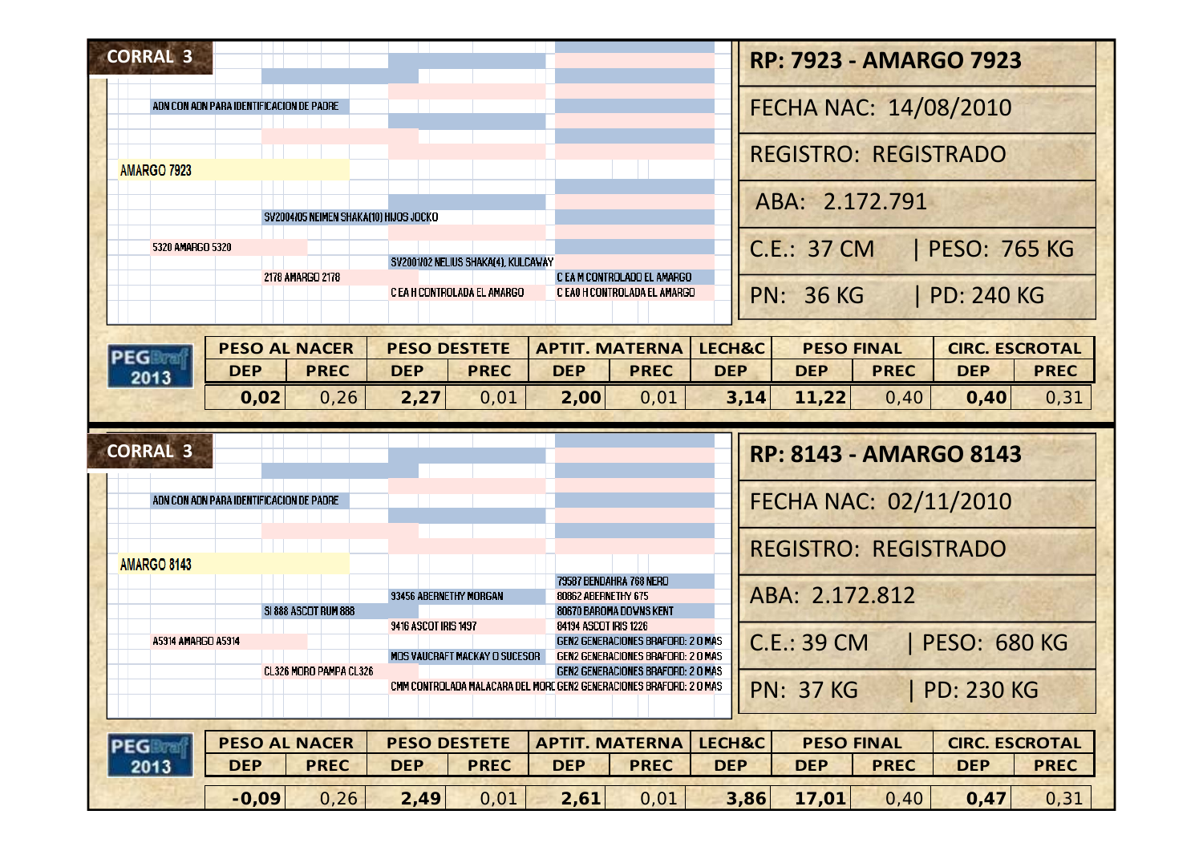## CORRAL 3

ADN CON ADN PARA IDENTIFICACION DE PADRE

AMARGO 7923

SV2004/05 NEIMEN SHAKA(10) HIJOS JOCKO

5320 AMARGO 5320

SV2001/02 NELIUS SHAKA(4), KULCAWAY

2178 AMARGO 2178

C EA M CONTROLADO EL AMARGO

C EA H CONTROLADA EL AMARGO

C EA0 H CONTROLADA EL AMARGO

**RP: 7923 - AMARGO 7923**

FECHA NAC: 14/08/2010

REGISTRO: REGISTRADO

ABA: 2.172.791

C.E.: 37 CM | PESO: 765 KG

PN: 36 KG | PD: 240 KG

| PEG Braf 2013 | PESO AL NACER | | PESO DESTETE | | APTIT. MATERNA | | LECH&C | PESO FINAL | | CIRC. ESCROTAL | |
|---|---|---|---|---|---|---|---|---|---|---|---|
| | DEP | PREC | DEP | PREC | DEP | PREC | DEP | DEP | PREC | DEP | PREC |
| | **0,02** | 0,26 | **2,27** | 0,01 | **2,00** | 0,01 | **3,14** | **11,22** | 0,40 | **0,40** | 0,31 |

## CORRAL 3

ADN CON ADN PARA IDENTIFICACION DE PADRE

AMARGO 8143

79587 BENDAHRA 768 NERO

93456 ABERNETHY MORGAN

80862 ABERNETHY 675

SI 888 ASCOT RUM 888

80670 BAROMA DOWNS KENT

9416 ASCOT IRIS 1497

84194 ASCOT IRIS 1226

A5914 AMARGO A5914

GEN2 GENERACIONES BRAFORD: 2 O MAS

MDS VAUCRAFT MACKAY O SUCESOR

GEN2 GENERACIONES BRAFORD: 2 O MAS

CL326 MORO PAMPA CL326

GEN2 GENERACIONES BRAFORD: 2 O MAS

CMM CONTROLADA MALACARA DEL MORO

GEN2 GENERACIONES BRAFORD: 2 O MAS

**RP: 8143 - AMARGO 8143**

FECHA NAC: 02/11/2010

REGISTRO: REGISTRADO

ABA: 2.172.812

C.E.: 39 CM | PESO: 680 KG

PN: 37 KG | PD: 230 KG

| PEG Braf 2013 | PESO AL NACER | | PESO DESTETE | | APTIT. MATERNA | | LECH&C | PESO FINAL | | CIRC. ESCROTAL | |
|---|---|---|---|---|---|---|---|---|---|---|---|
| | DEP | PREC | DEP | PREC | DEP | PREC | DEP | DEP | PREC | DEP | PREC |
| | **-0,09** | 0,26 | **2,49** | 0,01 | **2,61** | 0,01 | **3,86** | **17,01** | 0,40 | **0,47** | 0,31 |